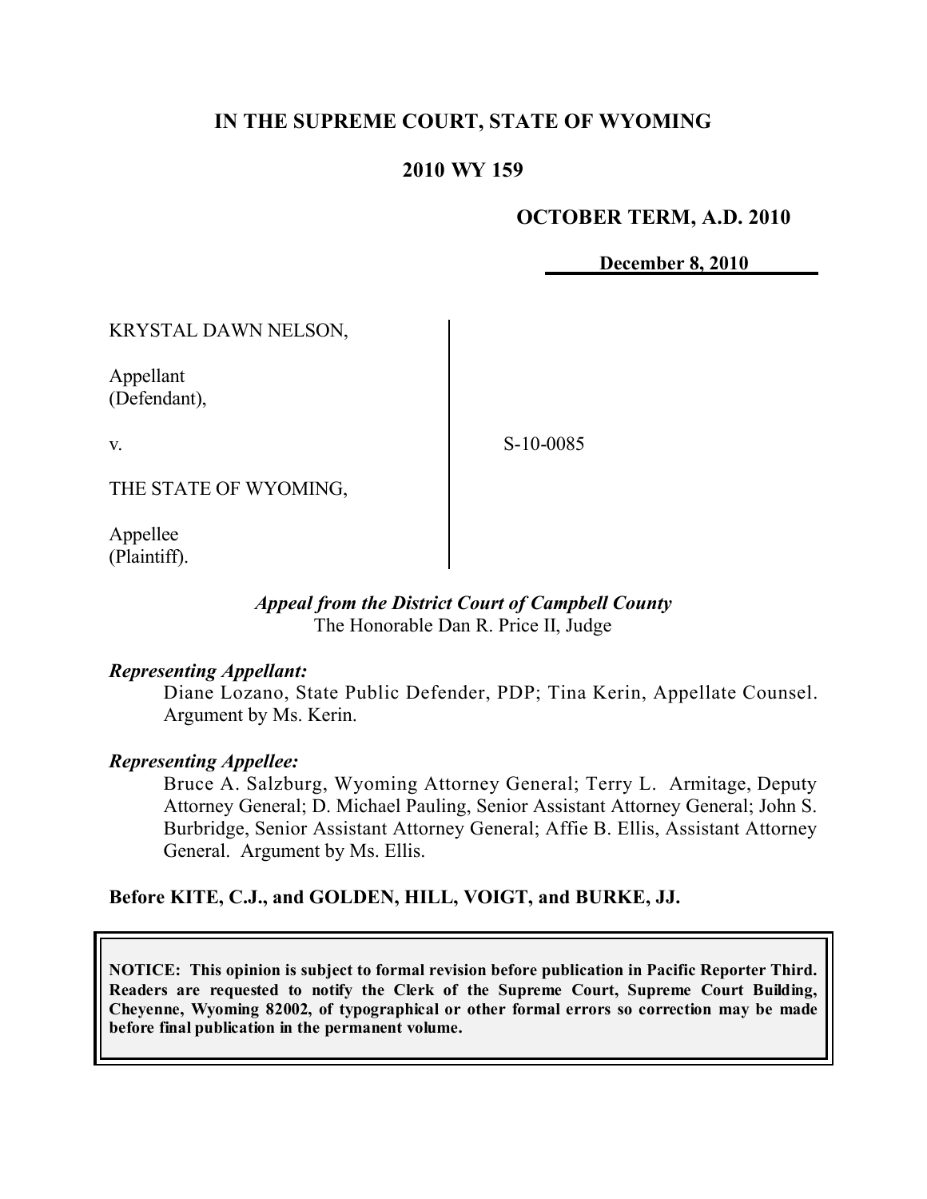# IN THE SUPREME COURT, STATE OF WYOMING

## 2010 WY 159

**OCTOBER TERM, A.D. 2010**

**December 8, 2010**

KRYSTAL DAWN NELSON,

Appellant
(Defendant),

v.

THE STATE OF WYOMING,

Appellee
(Plaintiff).

S-10-0085

*Appeal from the District Court of Campbell County*
The Honorable Dan R. Price II, Judge

***Representing Appellant:***
Diane Lozano, State Public Defender, PDP; Tina Kerin, Appellate Counsel. Argument by Ms. Kerin.

***Representing Appellee:***
Bruce A. Salzburg, Wyoming Attorney General; Terry L. Armitage, Deputy Attorney General; D. Michael Pauling, Senior Assistant Attorney General; John S. Burbridge, Senior Assistant Attorney General; Affie B. Ellis, Assistant Attorney General. Argument by Ms. Ellis.

**Before KITE, C.J., and GOLDEN, HILL, VOIGT, and BURKE, JJ.**

**NOTICE: This opinion is subject to formal revision before publication in Pacific Reporter Third. Readers are requested to notify the Clerk of the Supreme Court, Supreme Court Building, Cheyenne, Wyoming 82002, of typographical or other formal errors so correction may be made before final publication in the permanent volume.**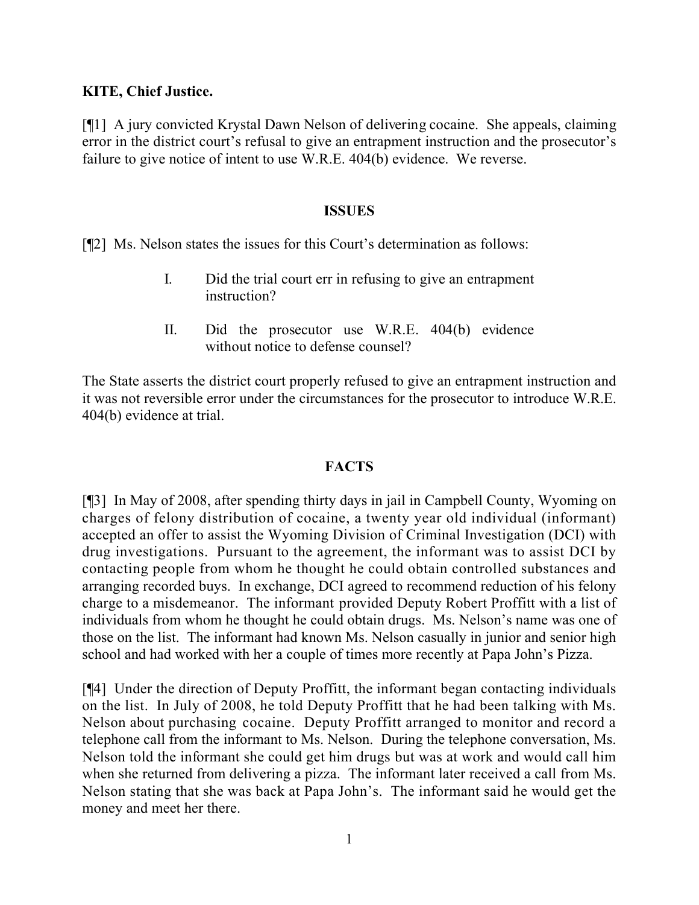**KITE, Chief Justice.**

[¶1] A jury convicted Krystal Dawn Nelson of delivering cocaine. She appeals, claiming error in the district court's refusal to give an entrapment instruction and the prosecutor's failure to give notice of intent to use W.R.E. 404(b) evidence. We reverse.

## ISSUES

[¶2] Ms. Nelson states the issues for this Court's determination as follows:

> I. Did the trial court err in refusing to give an entrapment instruction?
>
> II. Did the prosecutor use W.R.E. 404(b) evidence without notice to defense counsel?

The State asserts the district court properly refused to give an entrapment instruction and it was not reversible error under the circumstances for the prosecutor to introduce W.R.E. 404(b) evidence at trial.

## FACTS

[¶3] In May of 2008, after spending thirty days in jail in Campbell County, Wyoming on charges of felony distribution of cocaine, a twenty year old individual (informant) accepted an offer to assist the Wyoming Division of Criminal Investigation (DCI) with drug investigations. Pursuant to the agreement, the informant was to assist DCI by contacting people from whom he thought he could obtain controlled substances and arranging recorded buys. In exchange, DCI agreed to recommend reduction of his felony charge to a misdemeanor. The informant provided Deputy Robert Proffitt with a list of individuals from whom he thought he could obtain drugs. Ms. Nelson's name was one of those on the list. The informant had known Ms. Nelson casually in junior and senior high school and had worked with her a couple of times more recently at Papa John's Pizza.

[¶4] Under the direction of Deputy Proffitt, the informant began contacting individuals on the list. In July of 2008, he told Deputy Proffitt that he had been talking with Ms. Nelson about purchasing cocaine. Deputy Proffitt arranged to monitor and record a telephone call from the informant to Ms. Nelson. During the telephone conversation, Ms. Nelson told the informant she could get him drugs but was at work and would call him when she returned from delivering a pizza. The informant later received a call from Ms. Nelson stating that she was back at Papa John's. The informant said he would get the money and meet her there.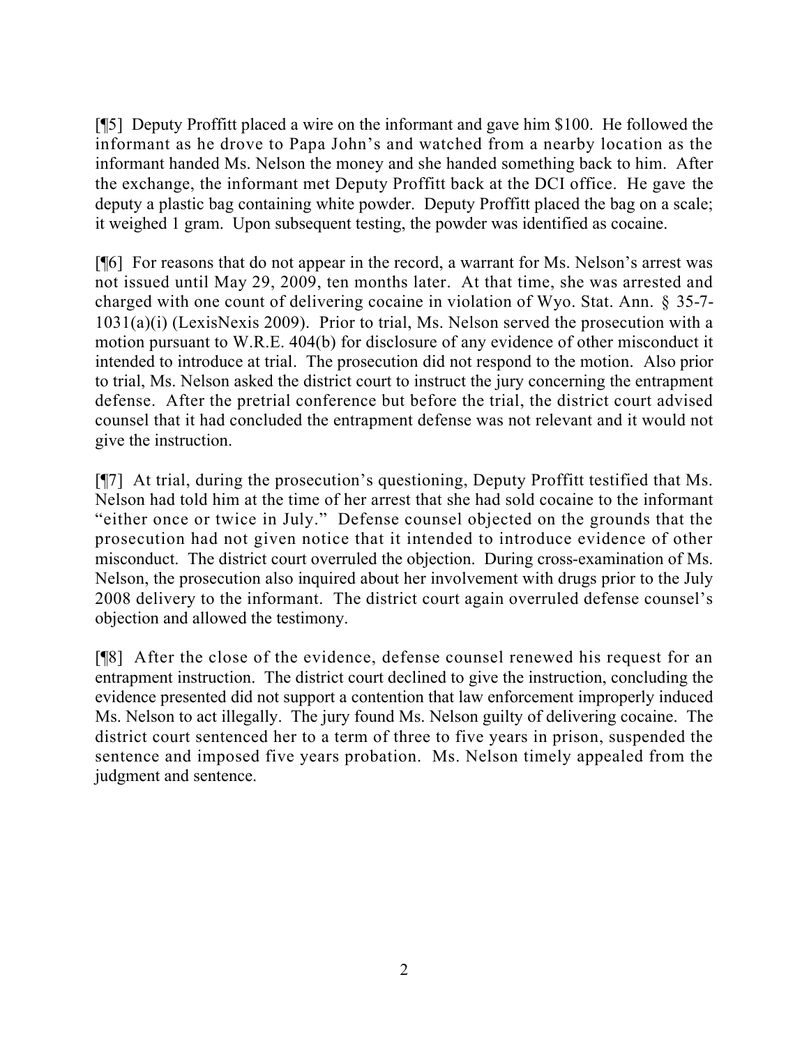[¶5] Deputy Proffitt placed a wire on the informant and gave him $100. He followed the informant as he drove to Papa John's and watched from a nearby location as the informant handed Ms. Nelson the money and she handed something back to him. After the exchange, the informant met Deputy Proffitt back at the DCI office. He gave the deputy a plastic bag containing white powder. Deputy Proffitt placed the bag on a scale; it weighed 1 gram. Upon subsequent testing, the powder was identified as cocaine.

[¶6] For reasons that do not appear in the record, a warrant for Ms. Nelson's arrest was not issued until May 29, 2009, ten months later. At that time, she was arrested and charged with one count of delivering cocaine in violation of Wyo. Stat. Ann. § 35-7-1031(a)(i) (LexisNexis 2009). Prior to trial, Ms. Nelson served the prosecution with a motion pursuant to W.R.E. 404(b) for disclosure of any evidence of other misconduct it intended to introduce at trial. The prosecution did not respond to the motion. Also prior to trial, Ms. Nelson asked the district court to instruct the jury concerning the entrapment defense. After the pretrial conference but before the trial, the district court advised counsel that it had concluded the entrapment defense was not relevant and it would not give the instruction.

[¶7] At trial, during the prosecution's questioning, Deputy Proffitt testified that Ms. Nelson had told him at the time of her arrest that she had sold cocaine to the informant "either once or twice in July." Defense counsel objected on the grounds that the prosecution had not given notice that it intended to introduce evidence of other misconduct. The district court overruled the objection. During cross-examination of Ms. Nelson, the prosecution also inquired about her involvement with drugs prior to the July 2008 delivery to the informant. The district court again overruled defense counsel's objection and allowed the testimony.

[¶8] After the close of the evidence, defense counsel renewed his request for an entrapment instruction. The district court declined to give the instruction, concluding the evidence presented did not support a contention that law enforcement improperly induced Ms. Nelson to act illegally. The jury found Ms. Nelson guilty of delivering cocaine. The district court sentenced her to a term of three to five years in prison, suspended the sentence and imposed five years probation. Ms. Nelson timely appealed from the judgment and sentence.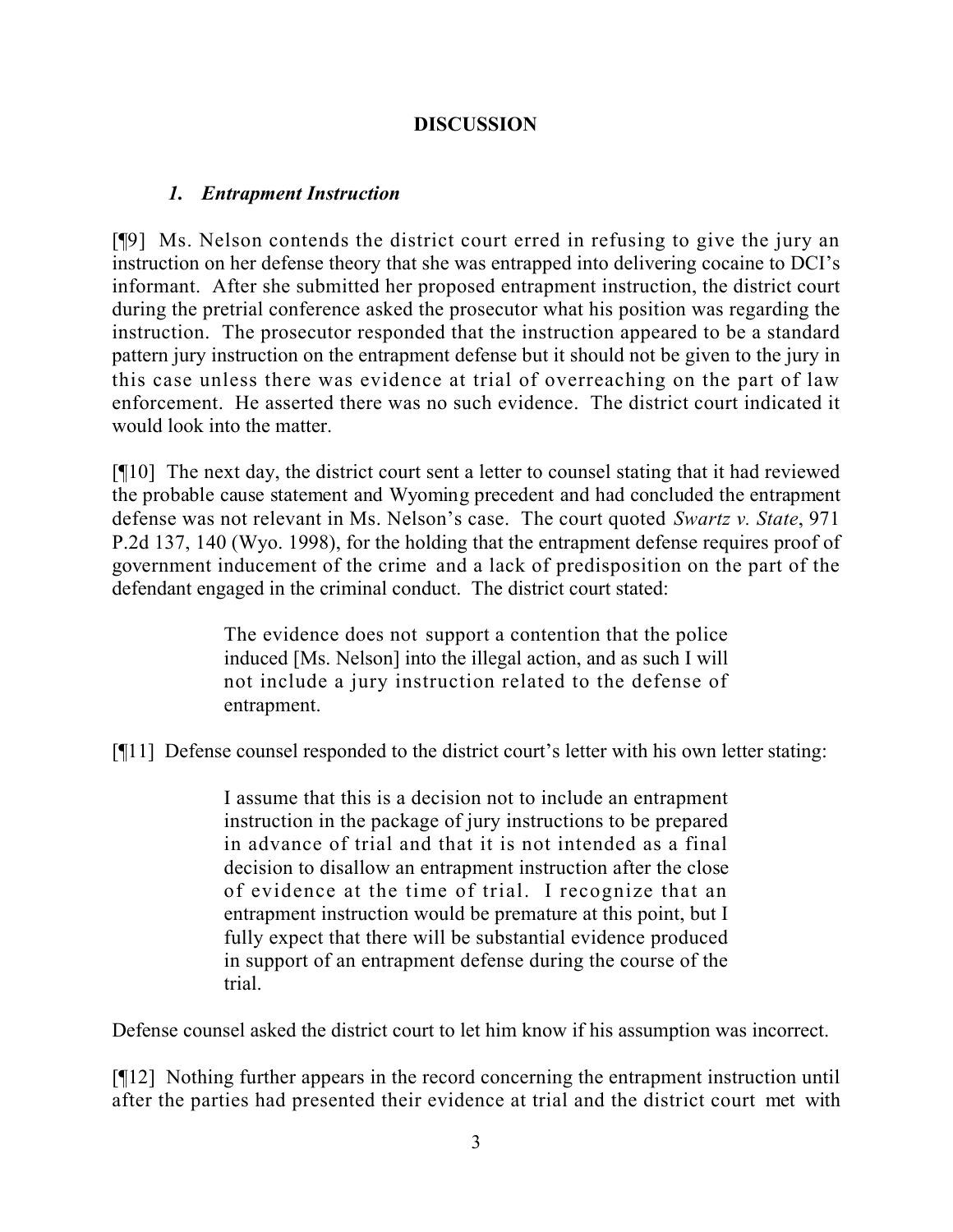## DISCUSSION

### *1. Entrapment Instruction*

[¶9] Ms. Nelson contends the district court erred in refusing to give the jury an instruction on her defense theory that she was entrapped into delivering cocaine to DCI's informant. After she submitted her proposed entrapment instruction, the district court during the pretrial conference asked the prosecutor what his position was regarding the instruction. The prosecutor responded that the instruction appeared to be a standard pattern jury instruction on the entrapment defense but it should not be given to the jury in this case unless there was evidence at trial of overreaching on the part of law enforcement. He asserted there was no such evidence. The district court indicated it would look into the matter.

[¶10] The next day, the district court sent a letter to counsel stating that it had reviewed the probable cause statement and Wyoming precedent and had concluded the entrapment defense was not relevant in Ms. Nelson's case. The court quoted *Swartz v. State*, 971 P.2d 137, 140 (Wyo. 1998), for the holding that the entrapment defense requires proof of government inducement of the crime and a lack of predisposition on the part of the defendant engaged in the criminal conduct. The district court stated:

> The evidence does not support a contention that the police induced [Ms. Nelson] into the illegal action, and as such I will not include a jury instruction related to the defense of entrapment.

[¶11] Defense counsel responded to the district court's letter with his own letter stating:

> I assume that this is a decision not to include an entrapment instruction in the package of jury instructions to be prepared in advance of trial and that it is not intended as a final decision to disallow an entrapment instruction after the close of evidence at the time of trial. I recognize that an entrapment instruction would be premature at this point, but I fully expect that there will be substantial evidence produced in support of an entrapment defense during the course of the trial.

Defense counsel asked the district court to let him know if his assumption was incorrect.

[¶12] Nothing further appears in the record concerning the entrapment instruction until after the parties had presented their evidence at trial and the district court met with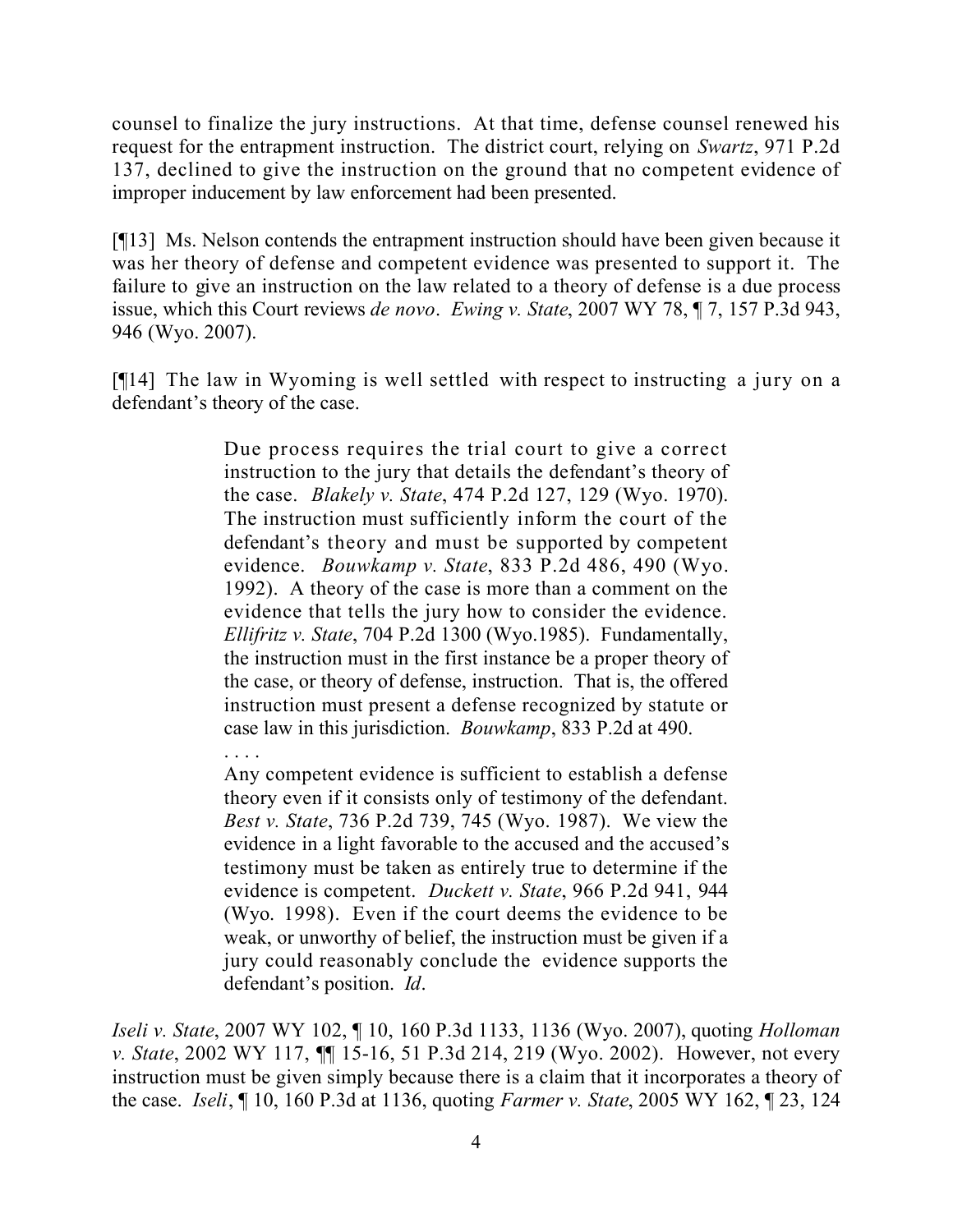counsel to finalize the jury instructions. At that time, defense counsel renewed his request for the entrapment instruction. The district court, relying on *Swartz*, 971 P.2d 137, declined to give the instruction on the ground that no competent evidence of improper inducement by law enforcement had been presented.

[¶13] Ms. Nelson contends the entrapment instruction should have been given because it was her theory of defense and competent evidence was presented to support it. The failure to give an instruction on the law related to a theory of defense is a due process issue, which this Court reviews *de novo*. *Ewing v. State*, 2007 WY 78, ¶ 7, 157 P.3d 943, 946 (Wyo. 2007).

[¶14] The law in Wyoming is well settled with respect to instructing a jury on a defendant's theory of the case.

> Due process requires the trial court to give a correct instruction to the jury that details the defendant's theory of the case. *Blakely v. State*, 474 P.2d 127, 129 (Wyo. 1970). The instruction must sufficiently inform the court of the defendant's theory and must be supported by competent evidence. *Bouwkamp v. State*, 833 P.2d 486, 490 (Wyo. 1992). A theory of the case is more than a comment on the evidence that tells the jury how to consider the evidence. *Ellifritz v. State*, 704 P.2d 1300 (Wyo.1985). Fundamentally, the instruction must in the first instance be a proper theory of the case, or theory of defense, instruction. That is, the offered instruction must present a defense recognized by statute or case law in this jurisdiction. *Bouwkamp*, 833 P.2d at 490.
>
> . . . .
>
> Any competent evidence is sufficient to establish a defense theory even if it consists only of testimony of the defendant. *Best v. State*, 736 P.2d 739, 745 (Wyo. 1987). We view the evidence in a light favorable to the accused and the accused's testimony must be taken as entirely true to determine if the evidence is competent. *Duckett v. State*, 966 P.2d 941, 944 (Wyo. 1998). Even if the court deems the evidence to be weak, or unworthy of belief, the instruction must be given if a jury could reasonably conclude the evidence supports the defendant's position. *Id*.

*Iseli v. State*, 2007 WY 102, ¶ 10, 160 P.3d 1133, 1136 (Wyo. 2007), quoting *Holloman v. State*, 2002 WY 117, ¶¶ 15-16, 51 P.3d 214, 219 (Wyo. 2002). However, not every instruction must be given simply because there is a claim that it incorporates a theory of the case. *Iseli*, ¶ 10, 160 P.3d at 1136, quoting *Farmer v. State*, 2005 WY 162, ¶ 23, 124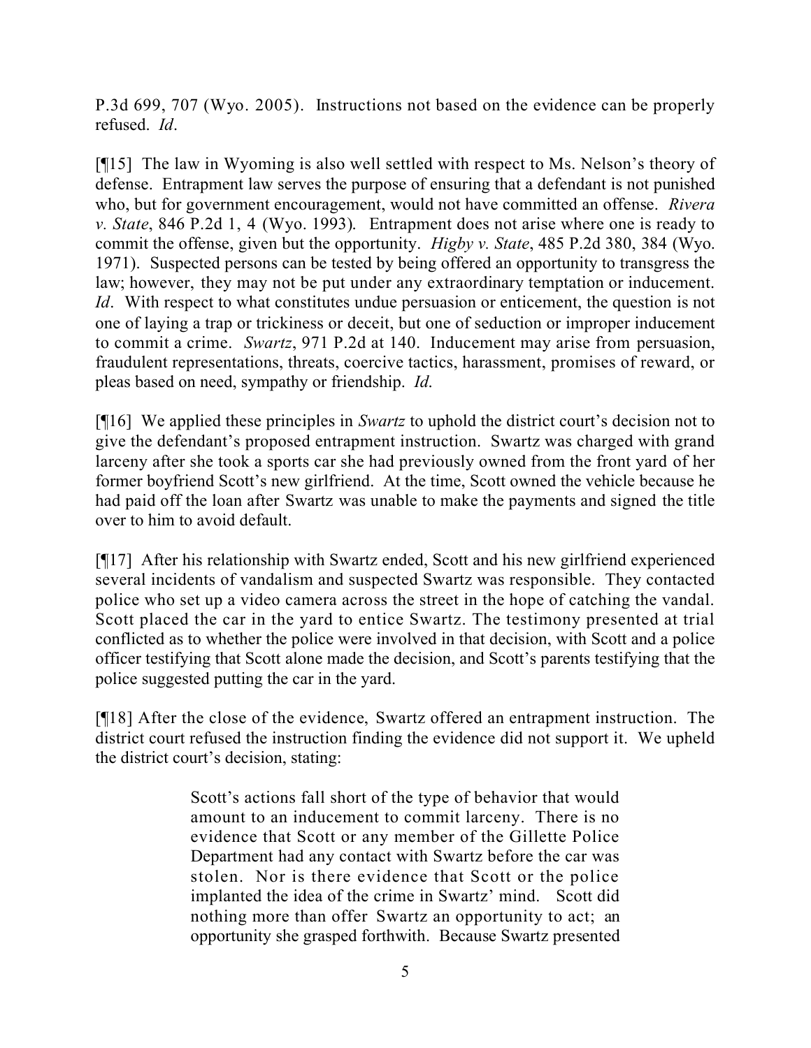P.3d 699, 707 (Wyo. 2005). Instructions not based on the evidence can be properly refused. *Id*.

[¶15] The law in Wyoming is also well settled with respect to Ms. Nelson's theory of defense. Entrapment law serves the purpose of ensuring that a defendant is not punished who, but for government encouragement, would not have committed an offense. *Rivera v. State*, 846 P.2d 1, 4 (Wyo. 1993). Entrapment does not arise where one is ready to commit the offense, given but the opportunity. *Higby v. State*, 485 P.2d 380, 384 (Wyo. 1971). Suspected persons can be tested by being offered an opportunity to transgress the law; however, they may not be put under any extraordinary temptation or inducement. *Id*. With respect to what constitutes undue persuasion or enticement, the question is not one of laying a trap or trickiness or deceit, but one of seduction or improper inducement to commit a crime. *Swartz*, 971 P.2d at 140. Inducement may arise from persuasion, fraudulent representations, threats, coercive tactics, harassment, promises of reward, or pleas based on need, sympathy or friendship. *Id.*

[¶16] We applied these principles in *Swartz* to uphold the district court's decision not to give the defendant's proposed entrapment instruction. Swartz was charged with grand larceny after she took a sports car she had previously owned from the front yard of her former boyfriend Scott's new girlfriend. At the time, Scott owned the vehicle because he had paid off the loan after Swartz was unable to make the payments and signed the title over to him to avoid default.

[¶17] After his relationship with Swartz ended, Scott and his new girlfriend experienced several incidents of vandalism and suspected Swartz was responsible. They contacted police who set up a video camera across the street in the hope of catching the vandal. Scott placed the car in the yard to entice Swartz. The testimony presented at trial conflicted as to whether the police were involved in that decision, with Scott and a police officer testifying that Scott alone made the decision, and Scott's parents testifying that the police suggested putting the car in the yard.

[¶18] After the close of the evidence, Swartz offered an entrapment instruction. The district court refused the instruction finding the evidence did not support it. We upheld the district court's decision, stating:

> Scott's actions fall short of the type of behavior that would amount to an inducement to commit larceny. There is no evidence that Scott or any member of the Gillette Police Department had any contact with Swartz before the car was stolen. Nor is there evidence that Scott or the police implanted the idea of the crime in Swartz' mind. Scott did nothing more than offer Swartz an opportunity to act; an opportunity she grasped forthwith. Because Swartz presented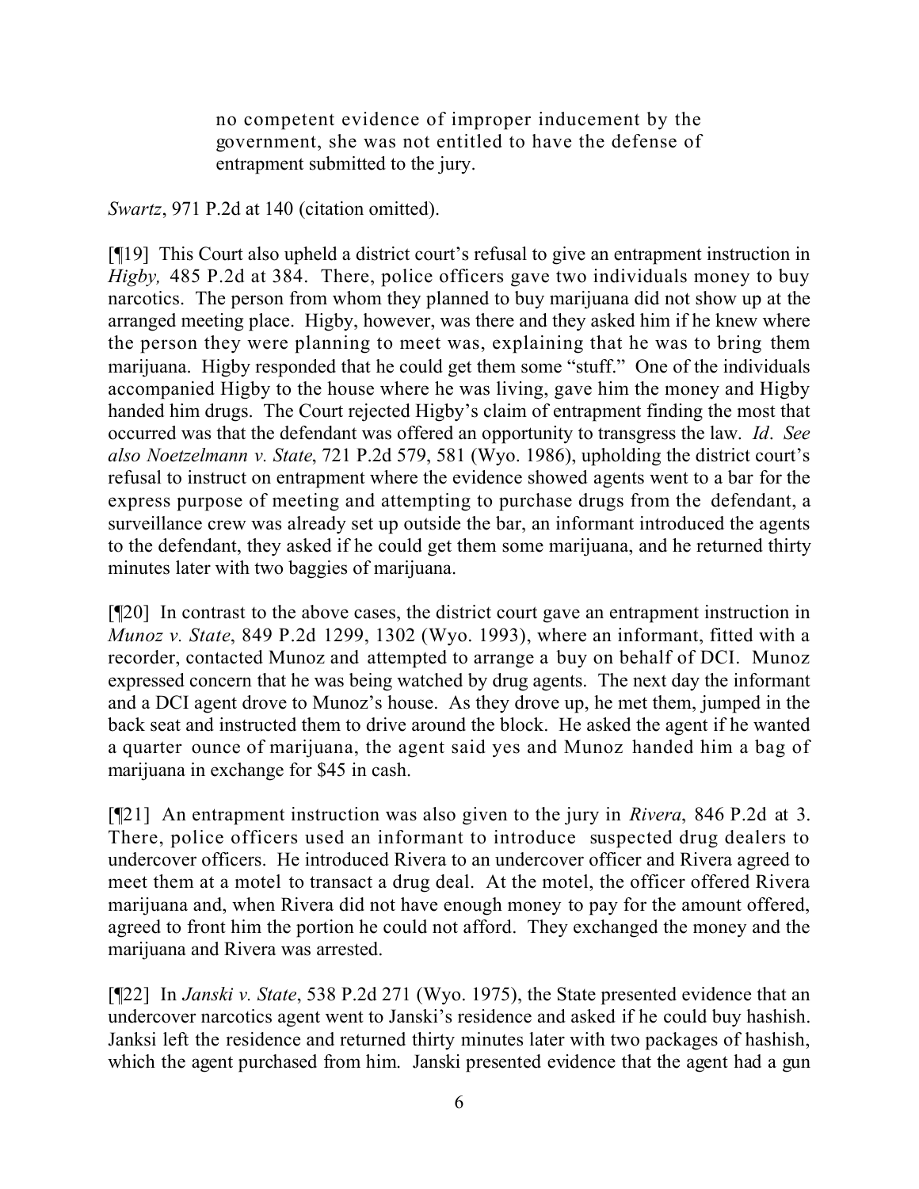> no competent evidence of improper inducement by the government, she was not entitled to have the defense of entrapment submitted to the jury.

*Swartz*, 971 P.2d at 140 (citation omitted).

[¶19] This Court also upheld a district court's refusal to give an entrapment instruction in *Higby,* 485 P.2d at 384. There, police officers gave two individuals money to buy narcotics. The person from whom they planned to buy marijuana did not show up at the arranged meeting place. Higby, however, was there and they asked him if he knew where the person they were planning to meet was, explaining that he was to bring them marijuana. Higby responded that he could get them some "stuff." One of the individuals accompanied Higby to the house where he was living, gave him the money and Higby handed him drugs. The Court rejected Higby's claim of entrapment finding the most that occurred was that the defendant was offered an opportunity to transgress the law. *Id*. *See also Noetzelmann v. State*, 721 P.2d 579, 581 (Wyo. 1986), upholding the district court's refusal to instruct on entrapment where the evidence showed agents went to a bar for the express purpose of meeting and attempting to purchase drugs from the defendant, a surveillance crew was already set up outside the bar, an informant introduced the agents to the defendant, they asked if he could get them some marijuana, and he returned thirty minutes later with two baggies of marijuana.

[¶20] In contrast to the above cases, the district court gave an entrapment instruction in *Munoz v. State*, 849 P.2d 1299, 1302 (Wyo. 1993), where an informant, fitted with a recorder, contacted Munoz and attempted to arrange a buy on behalf of DCI. Munoz expressed concern that he was being watched by drug agents. The next day the informant and a DCI agent drove to Munoz's house. As they drove up, he met them, jumped in the back seat and instructed them to drive around the block. He asked the agent if he wanted a quarter ounce of marijuana, the agent said yes and Munoz handed him a bag of marijuana in exchange for $45 in cash.

[¶21] An entrapment instruction was also given to the jury in *Rivera*, 846 P.2d at 3. There, police officers used an informant to introduce suspected drug dealers to undercover officers. He introduced Rivera to an undercover officer and Rivera agreed to meet them at a motel to transact a drug deal. At the motel, the officer offered Rivera marijuana and, when Rivera did not have enough money to pay for the amount offered, agreed to front him the portion he could not afford. They exchanged the money and the marijuana and Rivera was arrested.

[¶22] In *Janski v. State*, 538 P.2d 271 (Wyo. 1975), the State presented evidence that an undercover narcotics agent went to Janski's residence and asked if he could buy hashish. Janksi left the residence and returned thirty minutes later with two packages of hashish, which the agent purchased from him. Janski presented evidence that the agent had a gun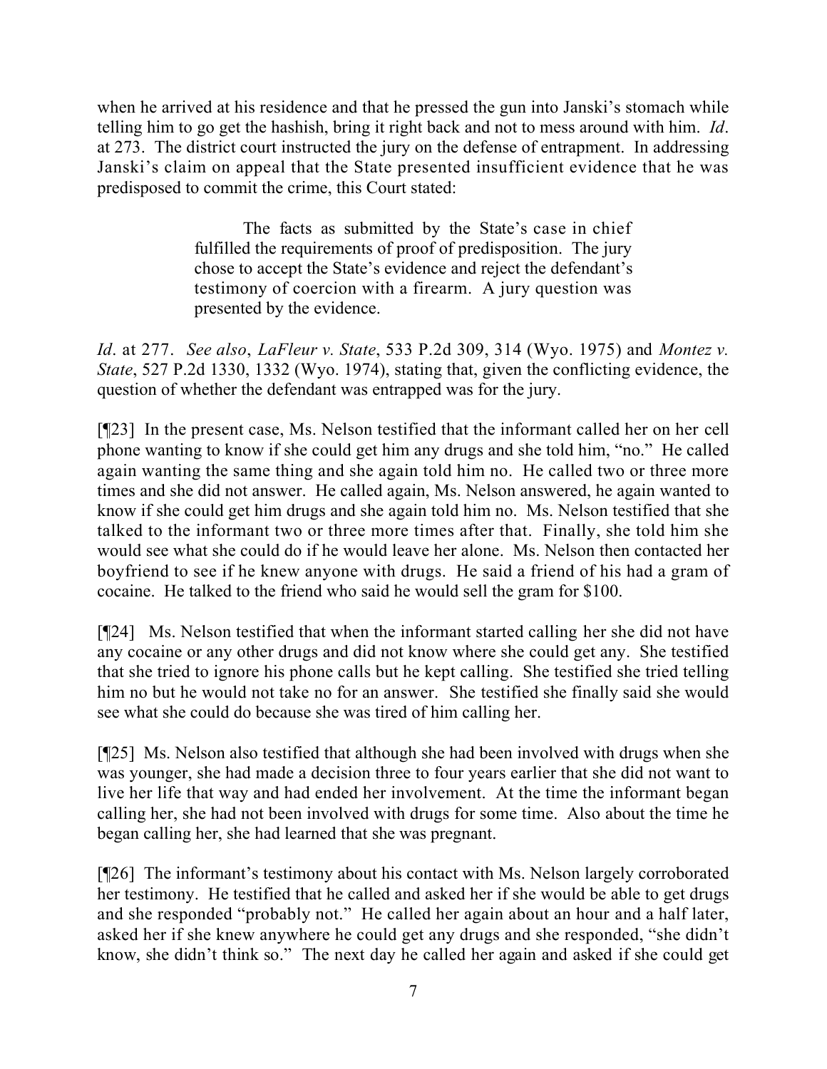when he arrived at his residence and that he pressed the gun into Janski's stomach while telling him to go get the hashish, bring it right back and not to mess around with him. *Id*. at 273. The district court instructed the jury on the defense of entrapment. In addressing Janski's claim on appeal that the State presented insufficient evidence that he was predisposed to commit the crime, this Court stated:

> The facts as submitted by the State's case in chief fulfilled the requirements of proof of predisposition. The jury chose to accept the State's evidence and reject the defendant's testimony of coercion with a firearm. A jury question was presented by the evidence.

*Id*. at 277. *See also*, *LaFleur v. State*, 533 P.2d 309, 314 (Wyo. 1975) and *Montez v. State*, 527 P.2d 1330, 1332 (Wyo. 1974), stating that, given the conflicting evidence, the question of whether the defendant was entrapped was for the jury.

[¶23] In the present case, Ms. Nelson testified that the informant called her on her cell phone wanting to know if she could get him any drugs and she told him, "no." He called again wanting the same thing and she again told him no. He called two or three more times and she did not answer. He called again, Ms. Nelson answered, he again wanted to know if she could get him drugs and she again told him no. Ms. Nelson testified that she talked to the informant two or three more times after that. Finally, she told him she would see what she could do if he would leave her alone. Ms. Nelson then contacted her boyfriend to see if he knew anyone with drugs. He said a friend of his had a gram of cocaine. He talked to the friend who said he would sell the gram for $100.

[¶24] Ms. Nelson testified that when the informant started calling her she did not have any cocaine or any other drugs and did not know where she could get any. She testified that she tried to ignore his phone calls but he kept calling. She testified she tried telling him no but he would not take no for an answer. She testified she finally said she would see what she could do because she was tired of him calling her.

[¶25] Ms. Nelson also testified that although she had been involved with drugs when she was younger, she had made a decision three to four years earlier that she did not want to live her life that way and had ended her involvement. At the time the informant began calling her, she had not been involved with drugs for some time. Also about the time he began calling her, she had learned that she was pregnant.

[¶26] The informant's testimony about his contact with Ms. Nelson largely corroborated her testimony. He testified that he called and asked her if she would be able to get drugs and she responded "probably not." He called her again about an hour and a half later, asked her if she knew anywhere he could get any drugs and she responded, "she didn't know, she didn't think so." The next day he called her again and asked if she could get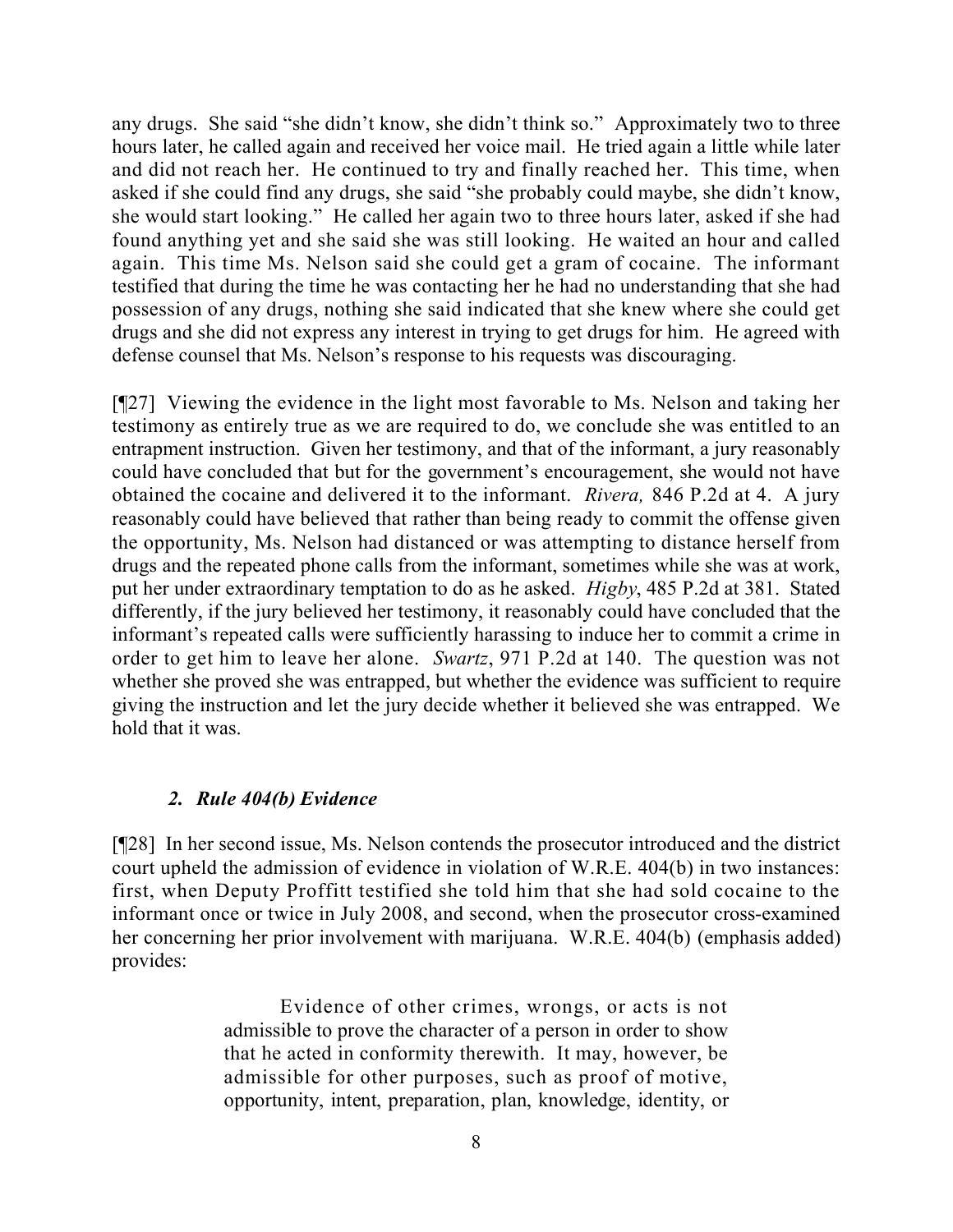any drugs. She said "she didn't know, she didn't think so." Approximately two to three hours later, he called again and received her voice mail. He tried again a little while later and did not reach her. He continued to try and finally reached her. This time, when asked if she could find any drugs, she said "she probably could maybe, she didn't know, she would start looking." He called her again two to three hours later, asked if she had found anything yet and she said she was still looking. He waited an hour and called again. This time Ms. Nelson said she could get a gram of cocaine. The informant testified that during the time he was contacting her he had no understanding that she had possession of any drugs, nothing she said indicated that she knew where she could get drugs and she did not express any interest in trying to get drugs for him. He agreed with defense counsel that Ms. Nelson's response to his requests was discouraging.

[¶27] Viewing the evidence in the light most favorable to Ms. Nelson and taking her testimony as entirely true as we are required to do, we conclude she was entitled to an entrapment instruction. Given her testimony, and that of the informant, a jury reasonably could have concluded that but for the government's encouragement, she would not have obtained the cocaine and delivered it to the informant. *Rivera,* 846 P.2d at 4. A jury reasonably could have believed that rather than being ready to commit the offense given the opportunity, Ms. Nelson had distanced or was attempting to distance herself from drugs and the repeated phone calls from the informant, sometimes while she was at work, put her under extraordinary temptation to do as he asked. *Higby*, 485 P.2d at 381. Stated differently, if the jury believed her testimony, it reasonably could have concluded that the informant's repeated calls were sufficiently harassing to induce her to commit a crime in order to get him to leave her alone. *Swartz*, 971 P.2d at 140. The question was not whether she proved she was entrapped, but whether the evidence was sufficient to require giving the instruction and let the jury decide whether it believed she was entrapped. We hold that it was.

### *2. Rule 404(b) Evidence*

[¶28] In her second issue, Ms. Nelson contends the prosecutor introduced and the district court upheld the admission of evidence in violation of W.R.E. 404(b) in two instances: first, when Deputy Proffitt testified she told him that she had sold cocaine to the informant once or twice in July 2008, and second, when the prosecutor cross-examined her concerning her prior involvement with marijuana. W.R.E. 404(b) (emphasis added) provides:

> Evidence of other crimes, wrongs, or acts is not admissible to prove the character of a person in order to show that he acted in conformity therewith. It may, however, be admissible for other purposes, such as proof of motive, opportunity, intent, preparation, plan, knowledge, identity, or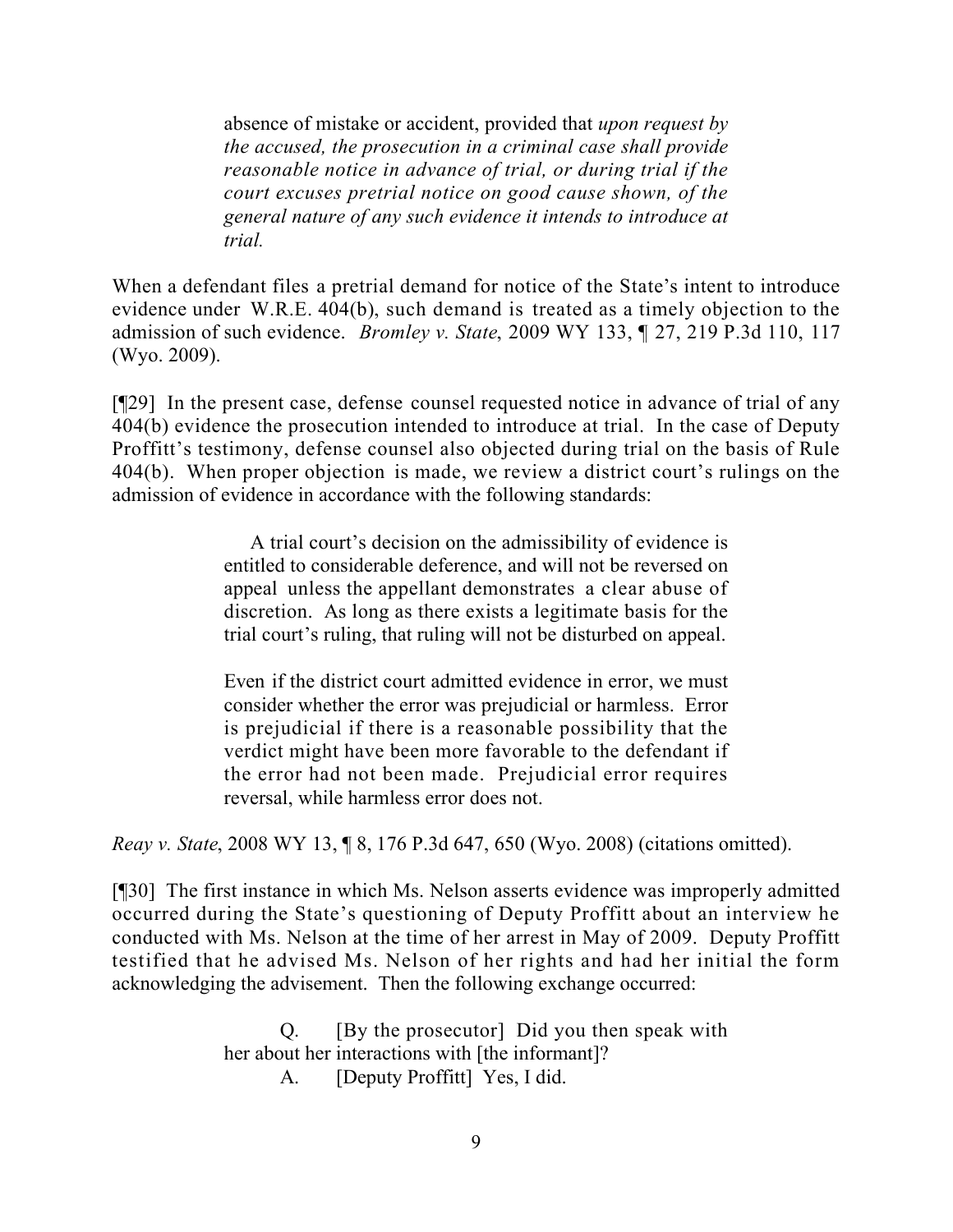> absence of mistake or accident, provided that *upon request by the accused, the prosecution in a criminal case shall provide reasonable notice in advance of trial, or during trial if the court excuses pretrial notice on good cause shown, of the general nature of any such evidence it intends to introduce at trial.*

When a defendant files a pretrial demand for notice of the State's intent to introduce evidence under W.R.E. 404(b), such demand is treated as a timely objection to the admission of such evidence. *Bromley v. State*, 2009 WY 133, ¶ 27, 219 P.3d 110, 117 (Wyo. 2009).

[¶29] In the present case, defense counsel requested notice in advance of trial of any 404(b) evidence the prosecution intended to introduce at trial. In the case of Deputy Proffitt's testimony, defense counsel also objected during trial on the basis of Rule 404(b). When proper objection is made, we review a district court's rulings on the admission of evidence in accordance with the following standards:

> A trial court's decision on the admissibility of evidence is entitled to considerable deference, and will not be reversed on appeal unless the appellant demonstrates a clear abuse of discretion. As long as there exists a legitimate basis for the trial court's ruling, that ruling will not be disturbed on appeal.
>
> Even if the district court admitted evidence in error, we must consider whether the error was prejudicial or harmless. Error is prejudicial if there is a reasonable possibility that the verdict might have been more favorable to the defendant if the error had not been made. Prejudicial error requires reversal, while harmless error does not.

*Reay v. State*, 2008 WY 13, ¶ 8, 176 P.3d 647, 650 (Wyo. 2008) (citations omitted).

[¶30] The first instance in which Ms. Nelson asserts evidence was improperly admitted occurred during the State's questioning of Deputy Proffitt about an interview he conducted with Ms. Nelson at the time of her arrest in May of 2009. Deputy Proffitt testified that he advised Ms. Nelson of her rights and had her initial the form acknowledging the advisement. Then the following exchange occurred:

> Q. [By the prosecutor] Did you then speak with her about her interactions with [the informant]?
>
> A. [Deputy Proffitt] Yes, I did.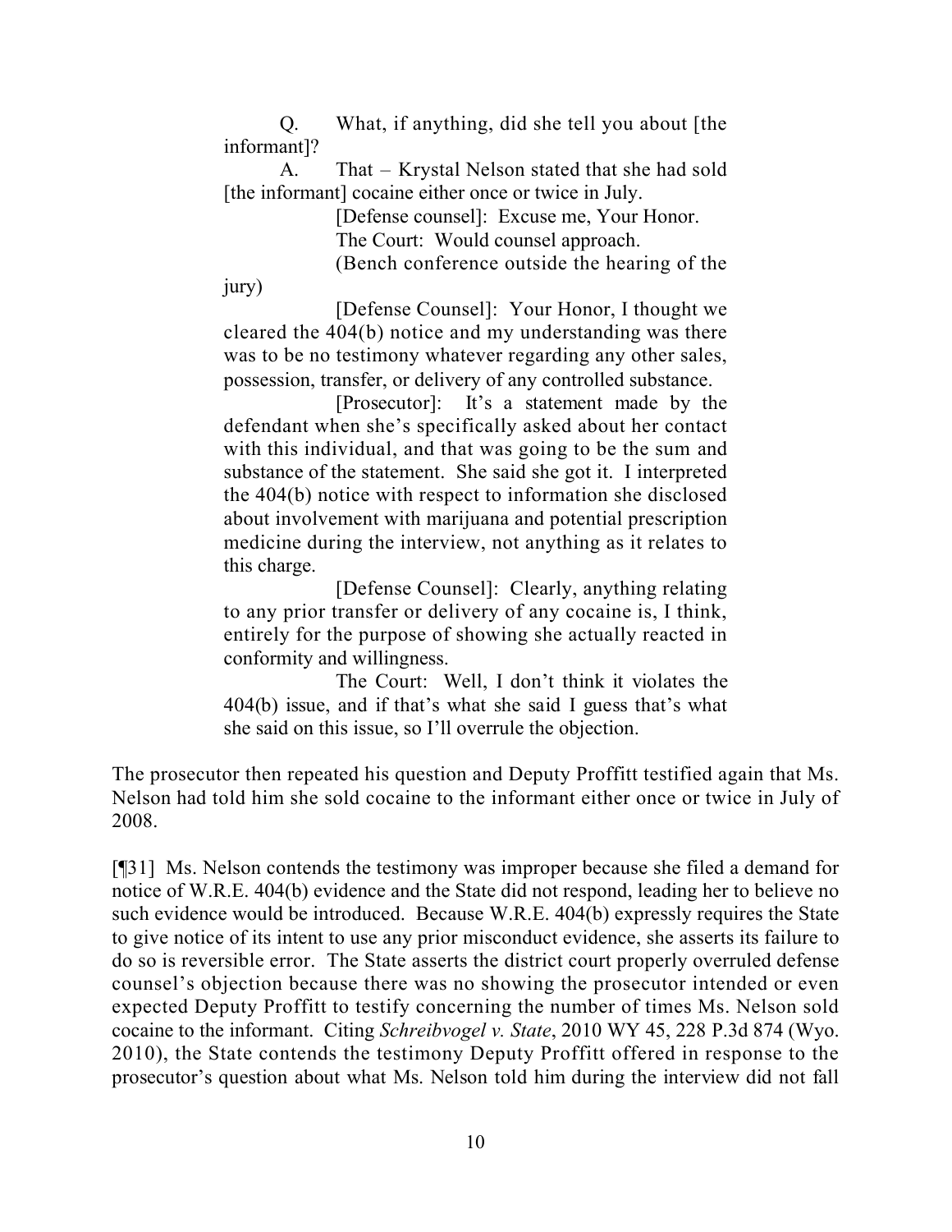> Q. What, if anything, did she tell you about [the informant]?
>
> A. That – Krystal Nelson stated that she had sold [the informant] cocaine either once or twice in July.
>
> [Defense counsel]: Excuse me, Your Honor.
>
> The Court: Would counsel approach.
>
> (Bench conference outside the hearing of the jury)
>
> [Defense Counsel]: Your Honor, I thought we cleared the 404(b) notice and my understanding was there was to be no testimony whatever regarding any other sales, possession, transfer, or delivery of any controlled substance.
>
> [Prosecutor]: It's a statement made by the defendant when she's specifically asked about her contact with this individual, and that was going to be the sum and substance of the statement. She said she got it. I interpreted the 404(b) notice with respect to information she disclosed about involvement with marijuana and potential prescription medicine during the interview, not anything as it relates to this charge.
>
> [Defense Counsel]: Clearly, anything relating to any prior transfer or delivery of any cocaine is, I think, entirely for the purpose of showing she actually reacted in conformity and willingness.
>
> The Court: Well, I don't think it violates the 404(b) issue, and if that's what she said I guess that's what she said on this issue, so I'll overrule the objection.

The prosecutor then repeated his question and Deputy Proffitt testified again that Ms. Nelson had told him she sold cocaine to the informant either once or twice in July of 2008.

[¶31] Ms. Nelson contends the testimony was improper because she filed a demand for notice of W.R.E. 404(b) evidence and the State did not respond, leading her to believe no such evidence would be introduced. Because W.R.E. 404(b) expressly requires the State to give notice of its intent to use any prior misconduct evidence, she asserts its failure to do so is reversible error. The State asserts the district court properly overruled defense counsel's objection because there was no showing the prosecutor intended or even expected Deputy Proffitt to testify concerning the number of times Ms. Nelson sold cocaine to the informant. Citing *Schreibvogel v. State*, 2010 WY 45, 228 P.3d 874 (Wyo. 2010), the State contends the testimony Deputy Proffitt offered in response to the prosecutor's question about what Ms. Nelson told him during the interview did not fall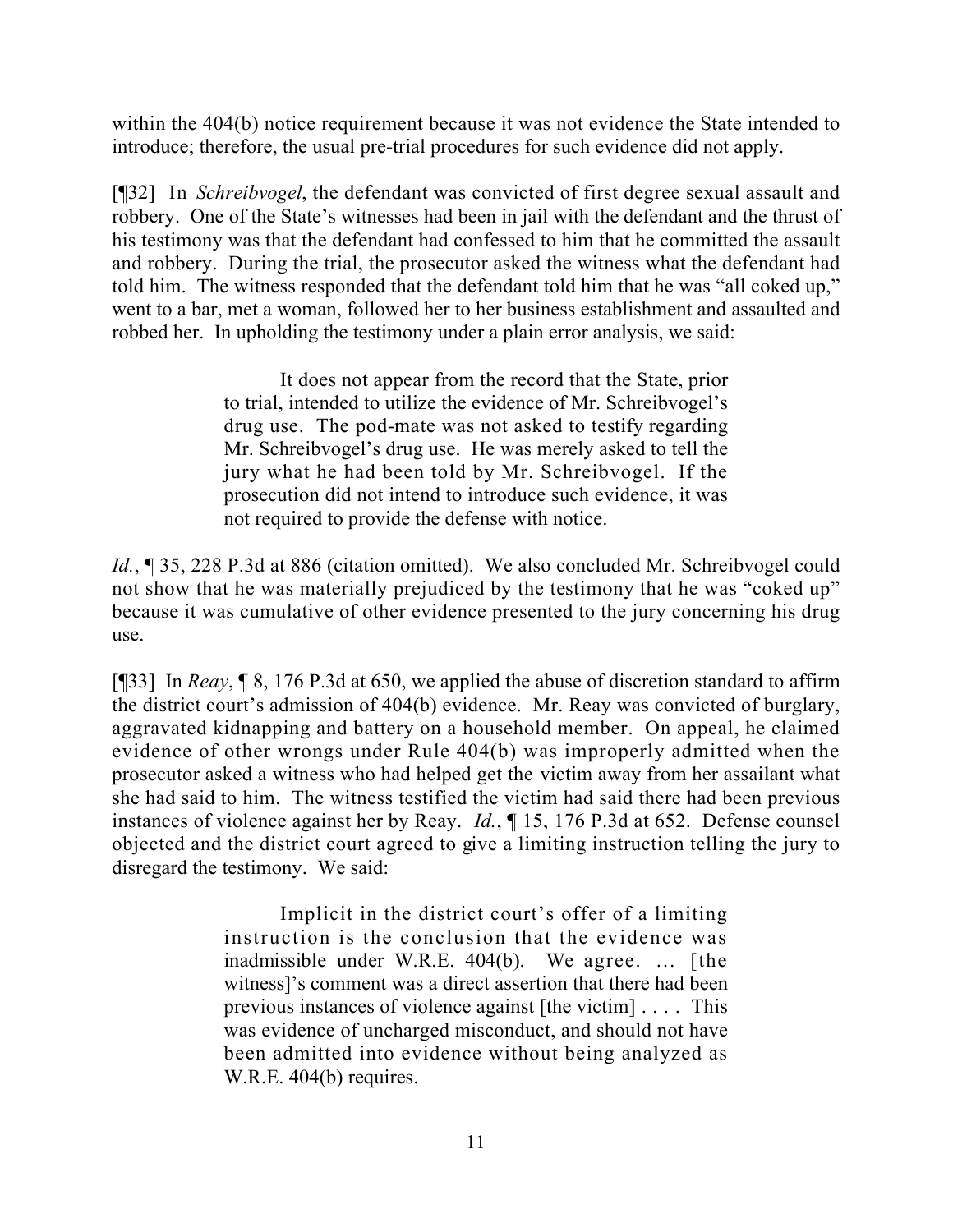within the 404(b) notice requirement because it was not evidence the State intended to introduce; therefore, the usual pre-trial procedures for such evidence did not apply.

[¶32] In *Schreibvogel*, the defendant was convicted of first degree sexual assault and robbery. One of the State's witnesses had been in jail with the defendant and the thrust of his testimony was that the defendant had confessed to him that he committed the assault and robbery. During the trial, the prosecutor asked the witness what the defendant had told him. The witness responded that the defendant told him that he was "all coked up," went to a bar, met a woman, followed her to her business establishment and assaulted and robbed her. In upholding the testimony under a plain error analysis, we said:

> It does not appear from the record that the State, prior to trial, intended to utilize the evidence of Mr. Schreibvogel's drug use. The pod-mate was not asked to testify regarding Mr. Schreibvogel's drug use. He was merely asked to tell the jury what he had been told by Mr. Schreibvogel. If the prosecution did not intend to introduce such evidence, it was not required to provide the defense with notice.

*Id.*, ¶ 35, 228 P.3d at 886 (citation omitted). We also concluded Mr. Schreibvogel could not show that he was materially prejudiced by the testimony that he was "coked up" because it was cumulative of other evidence presented to the jury concerning his drug use.

[¶33] In *Reay*, ¶ 8, 176 P.3d at 650, we applied the abuse of discretion standard to affirm the district court's admission of 404(b) evidence. Mr. Reay was convicted of burglary, aggravated kidnapping and battery on a household member. On appeal, he claimed evidence of other wrongs under Rule 404(b) was improperly admitted when the prosecutor asked a witness who had helped get the victim away from her assailant what she had said to him. The witness testified the victim had said there had been previous instances of violence against her by Reay. *Id.*, ¶ 15, 176 P.3d at 652. Defense counsel objected and the district court agreed to give a limiting instruction telling the jury to disregard the testimony. We said:

> Implicit in the district court's offer of a limiting instruction is the conclusion that the evidence was inadmissible under W.R.E. 404(b). We agree. … [the witness]'s comment was a direct assertion that there had been previous instances of violence against [the victim] . . . . This was evidence of uncharged misconduct, and should not have been admitted into evidence without being analyzed as W.R.E. 404(b) requires.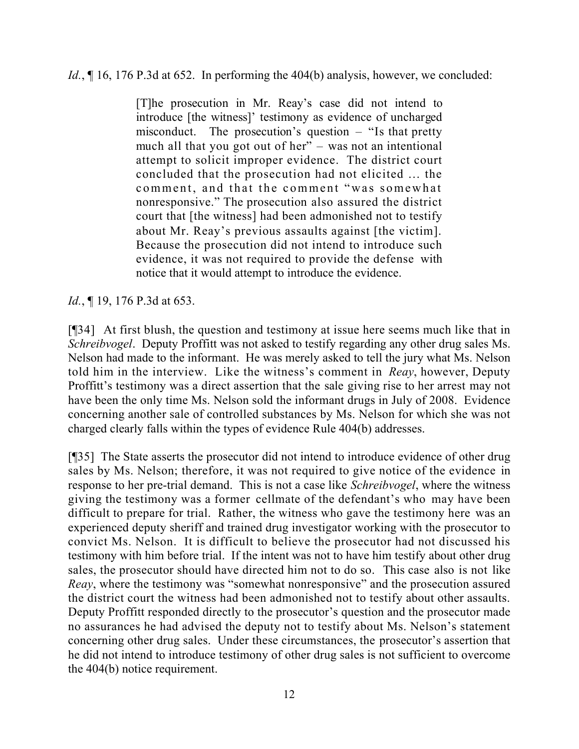*Id.*, ¶ 16, 176 P.3d at 652. In performing the 404(b) analysis, however, we concluded:

> [T]he prosecution in Mr. Reay's case did not intend to introduce [the witness]' testimony as evidence of uncharged misconduct. The prosecution's question – "Is that pretty much all that you got out of her" – was not an intentional attempt to solicit improper evidence. The district court concluded that the prosecution had not elicited … the comment, and that the comment "was somewhat nonresponsive." The prosecution also assured the district court that [the witness] had been admonished not to testify about Mr. Reay's previous assaults against [the victim]. Because the prosecution did not intend to introduce such evidence, it was not required to provide the defense with notice that it would attempt to introduce the evidence.

*Id.*, ¶ 19, 176 P.3d at 653.

[¶34] At first blush, the question and testimony at issue here seems much like that in *Schreibvogel*. Deputy Proffitt was not asked to testify regarding any other drug sales Ms. Nelson had made to the informant. He was merely asked to tell the jury what Ms. Nelson told him in the interview. Like the witness's comment in *Reay*, however, Deputy Proffitt's testimony was a direct assertion that the sale giving rise to her arrest may not have been the only time Ms. Nelson sold the informant drugs in July of 2008. Evidence concerning another sale of controlled substances by Ms. Nelson for which she was not charged clearly falls within the types of evidence Rule 404(b) addresses.

[¶35] The State asserts the prosecutor did not intend to introduce evidence of other drug sales by Ms. Nelson; therefore, it was not required to give notice of the evidence in response to her pre-trial demand. This is not a case like *Schreibvogel*, where the witness giving the testimony was a former cellmate of the defendant's who may have been difficult to prepare for trial. Rather, the witness who gave the testimony here was an experienced deputy sheriff and trained drug investigator working with the prosecutor to convict Ms. Nelson. It is difficult to believe the prosecutor had not discussed his testimony with him before trial. If the intent was not to have him testify about other drug sales, the prosecutor should have directed him not to do so. This case also is not like *Reay*, where the testimony was "somewhat nonresponsive" and the prosecution assured the district court the witness had been admonished not to testify about other assaults. Deputy Proffitt responded directly to the prosecutor's question and the prosecutor made no assurances he had advised the deputy not to testify about Ms. Nelson's statement concerning other drug sales. Under these circumstances, the prosecutor's assertion that he did not intend to introduce testimony of other drug sales is not sufficient to overcome the 404(b) notice requirement.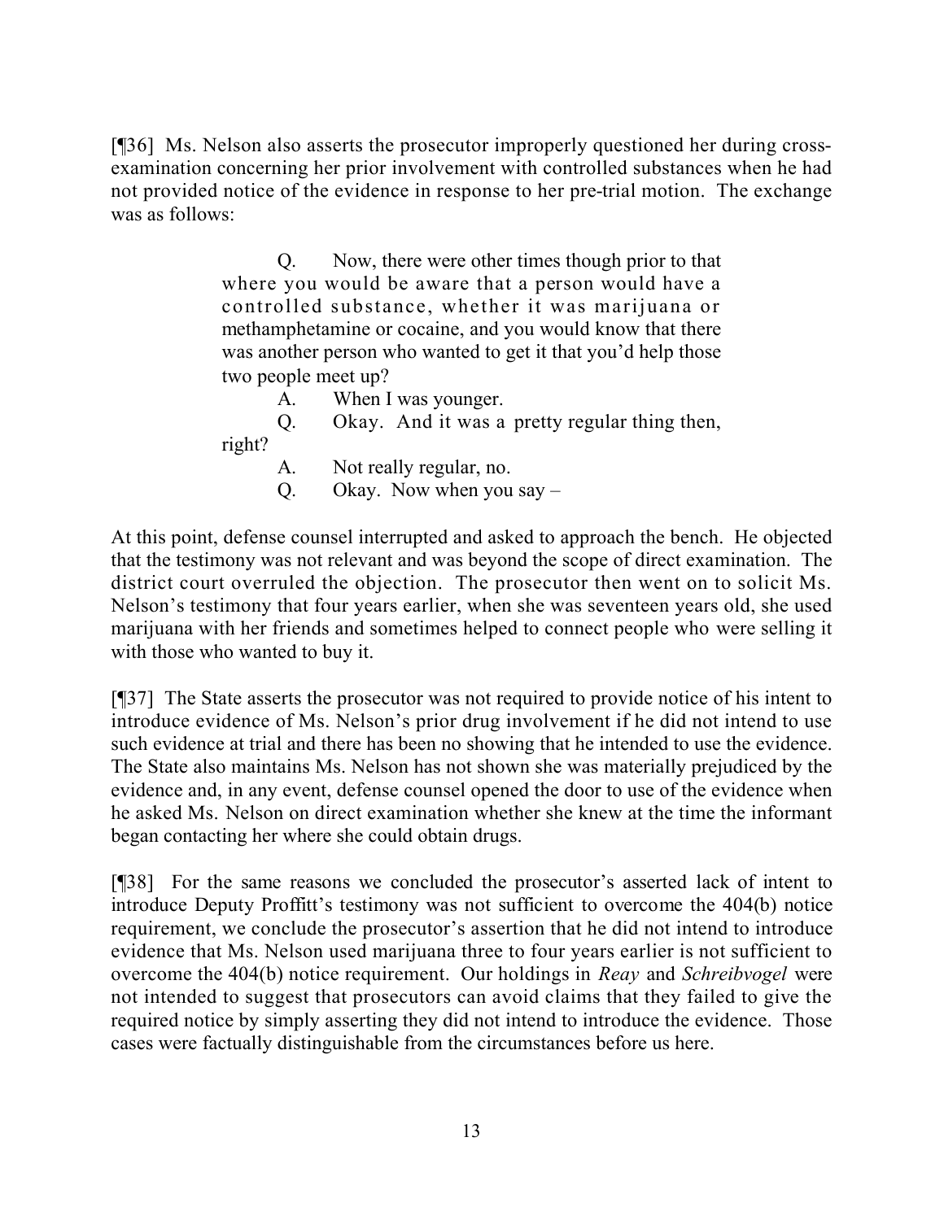[¶36] Ms. Nelson also asserts the prosecutor improperly questioned her during cross-examination concerning her prior involvement with controlled substances when he had not provided notice of the evidence in response to her pre-trial motion. The exchange was as follows:

> Q. Now, there were other times though prior to that where you would be aware that a person would have a controlled substance, whether it was marijuana or methamphetamine or cocaine, and you would know that there was another person who wanted to get it that you'd help those two people meet up?
>
> A. When I was younger.
>
> Q. Okay. And it was a pretty regular thing then, right?
>
> A. Not really regular, no.
>
> Q. Okay. Now when you say –

At this point, defense counsel interrupted and asked to approach the bench. He objected that the testimony was not relevant and was beyond the scope of direct examination. The district court overruled the objection. The prosecutor then went on to solicit Ms. Nelson's testimony that four years earlier, when she was seventeen years old, she used marijuana with her friends and sometimes helped to connect people who were selling it with those who wanted to buy it.

[¶37] The State asserts the prosecutor was not required to provide notice of his intent to introduce evidence of Ms. Nelson's prior drug involvement if he did not intend to use such evidence at trial and there has been no showing that he intended to use the evidence. The State also maintains Ms. Nelson has not shown she was materially prejudiced by the evidence and, in any event, defense counsel opened the door to use of the evidence when he asked Ms. Nelson on direct examination whether she knew at the time the informant began contacting her where she could obtain drugs.

[¶38] For the same reasons we concluded the prosecutor's asserted lack of intent to introduce Deputy Proffitt's testimony was not sufficient to overcome the 404(b) notice requirement, we conclude the prosecutor's assertion that he did not intend to introduce evidence that Ms. Nelson used marijuana three to four years earlier is not sufficient to overcome the 404(b) notice requirement. Our holdings in *Reay* and *Schreibvogel* were not intended to suggest that prosecutors can avoid claims that they failed to give the required notice by simply asserting they did not intend to introduce the evidence. Those cases were factually distinguishable from the circumstances before us here.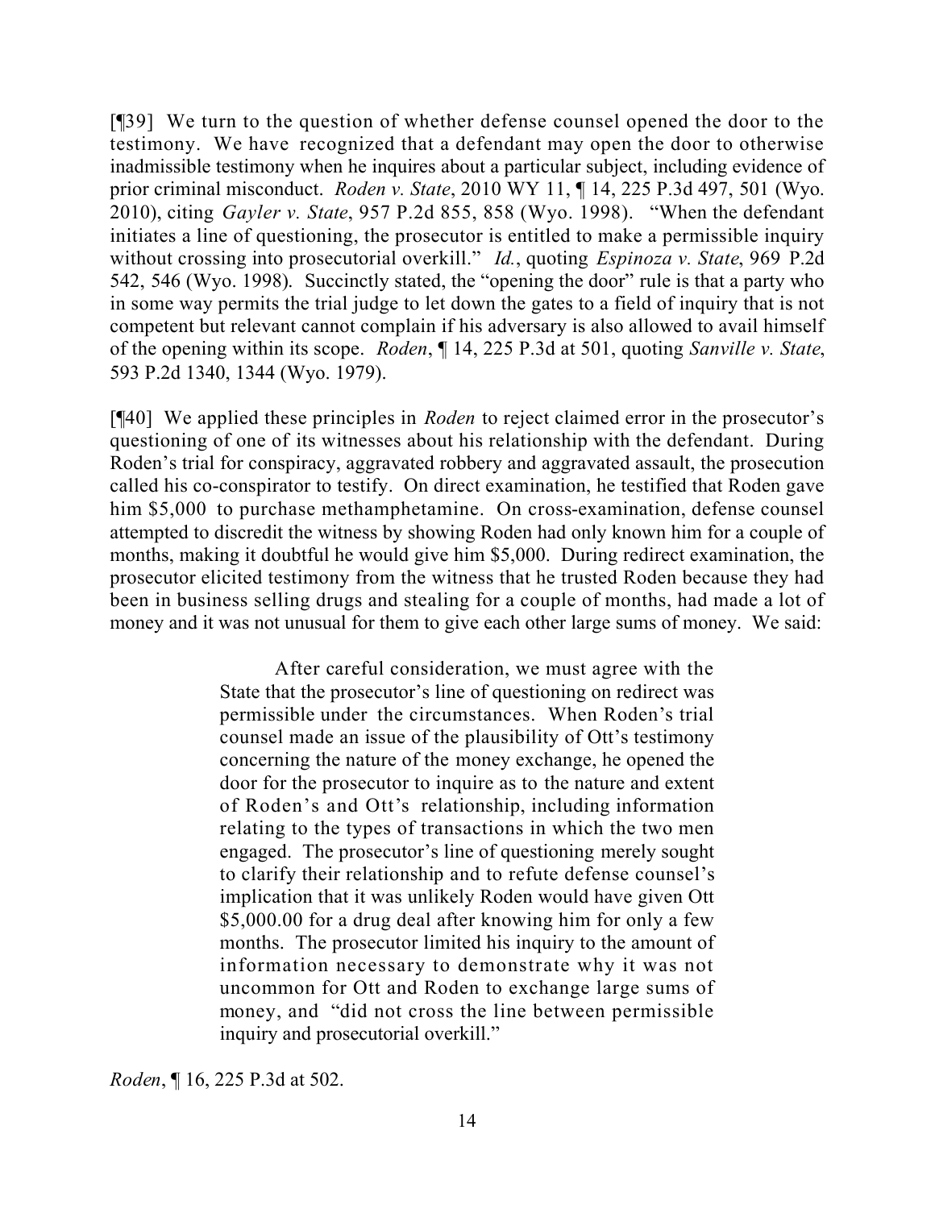[¶39] We turn to the question of whether defense counsel opened the door to the testimony. We have recognized that a defendant may open the door to otherwise inadmissible testimony when he inquires about a particular subject, including evidence of prior criminal misconduct. *Roden v. State*, 2010 WY 11, ¶ 14, 225 P.3d 497, 501 (Wyo. 2010), citing *Gayler v. State*, 957 P.2d 855, 858 (Wyo. 1998). "When the defendant initiates a line of questioning, the prosecutor is entitled to make a permissible inquiry without crossing into prosecutorial overkill." *Id.*, quoting *Espinoza v. State*, 969 P.2d 542, 546 (Wyo. 1998). Succinctly stated, the "opening the door" rule is that a party who in some way permits the trial judge to let down the gates to a field of inquiry that is not competent but relevant cannot complain if his adversary is also allowed to avail himself of the opening within its scope. *Roden*, ¶ 14, 225 P.3d at 501, quoting *Sanville v. State*, 593 P.2d 1340, 1344 (Wyo. 1979).

[¶40] We applied these principles in *Roden* to reject claimed error in the prosecutor's questioning of one of its witnesses about his relationship with the defendant. During Roden's trial for conspiracy, aggravated robbery and aggravated assault, the prosecution called his co-conspirator to testify. On direct examination, he testified that Roden gave him $5,000 to purchase methamphetamine. On cross-examination, defense counsel attempted to discredit the witness by showing Roden had only known him for a couple of months, making it doubtful he would give him $5,000. During redirect examination, the prosecutor elicited testimony from the witness that he trusted Roden because they had been in business selling drugs and stealing for a couple of months, had made a lot of money and it was not unusual for them to give each other large sums of money. We said:

> After careful consideration, we must agree with the State that the prosecutor's line of questioning on redirect was permissible under the circumstances. When Roden's trial counsel made an issue of the plausibility of Ott's testimony concerning the nature of the money exchange, he opened the door for the prosecutor to inquire as to the nature and extent of Roden's and Ott's relationship, including information relating to the types of transactions in which the two men engaged. The prosecutor's line of questioning merely sought to clarify their relationship and to refute defense counsel's implication that it was unlikely Roden would have given Ott $5,000.00 for a drug deal after knowing him for only a few months. The prosecutor limited his inquiry to the amount of information necessary to demonstrate why it was not uncommon for Ott and Roden to exchange large sums of money, and "did not cross the line between permissible inquiry and prosecutorial overkill."

*Roden*, ¶ 16, 225 P.3d at 502.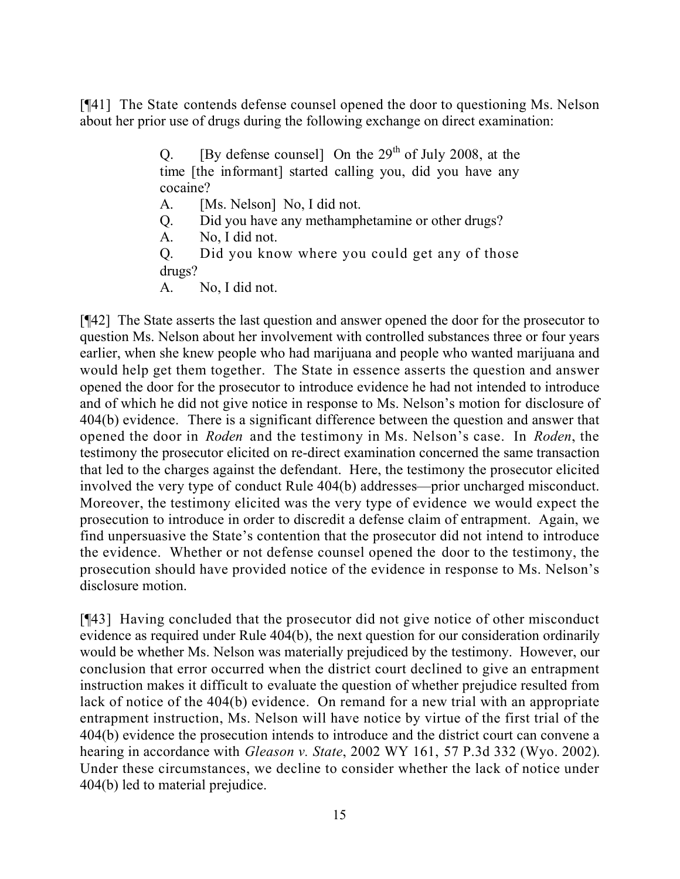[¶41] The State contends defense counsel opened the door to questioning Ms. Nelson about her prior use of drugs during the following exchange on direct examination:

> Q. [By defense counsel] On the 29th of July 2008, at the time [the informant] started calling you, did you have any cocaine?
>
> A. [Ms. Nelson] No, I did not.
>
> Q. Did you have any methamphetamine or other drugs?
>
> A. No, I did not.
>
> Q. Did you know where you could get any of those drugs?
>
> A. No, I did not.

[¶42] The State asserts the last question and answer opened the door for the prosecutor to question Ms. Nelson about her involvement with controlled substances three or four years earlier, when she knew people who had marijuana and people who wanted marijuana and would help get them together. The State in essence asserts the question and answer opened the door for the prosecutor to introduce evidence he had not intended to introduce and of which he did not give notice in response to Ms. Nelson's motion for disclosure of 404(b) evidence. There is a significant difference between the question and answer that opened the door in *Roden* and the testimony in Ms. Nelson's case. In *Roden*, the testimony the prosecutor elicited on re-direct examination concerned the same transaction that led to the charges against the defendant. Here, the testimony the prosecutor elicited involved the very type of conduct Rule 404(b) addresses—prior uncharged misconduct. Moreover, the testimony elicited was the very type of evidence we would expect the prosecution to introduce in order to discredit a defense claim of entrapment. Again, we find unpersuasive the State's contention that the prosecutor did not intend to introduce the evidence. Whether or not defense counsel opened the door to the testimony, the prosecution should have provided notice of the evidence in response to Ms. Nelson's disclosure motion.

[¶43] Having concluded that the prosecutor did not give notice of other misconduct evidence as required under Rule 404(b), the next question for our consideration ordinarily would be whether Ms. Nelson was materially prejudiced by the testimony. However, our conclusion that error occurred when the district court declined to give an entrapment instruction makes it difficult to evaluate the question of whether prejudice resulted from lack of notice of the 404(b) evidence. On remand for a new trial with an appropriate entrapment instruction, Ms. Nelson will have notice by virtue of the first trial of the 404(b) evidence the prosecution intends to introduce and the district court can convene a hearing in accordance with *Gleason v. State*, 2002 WY 161, 57 P.3d 332 (Wyo. 2002). Under these circumstances, we decline to consider whether the lack of notice under 404(b) led to material prejudice.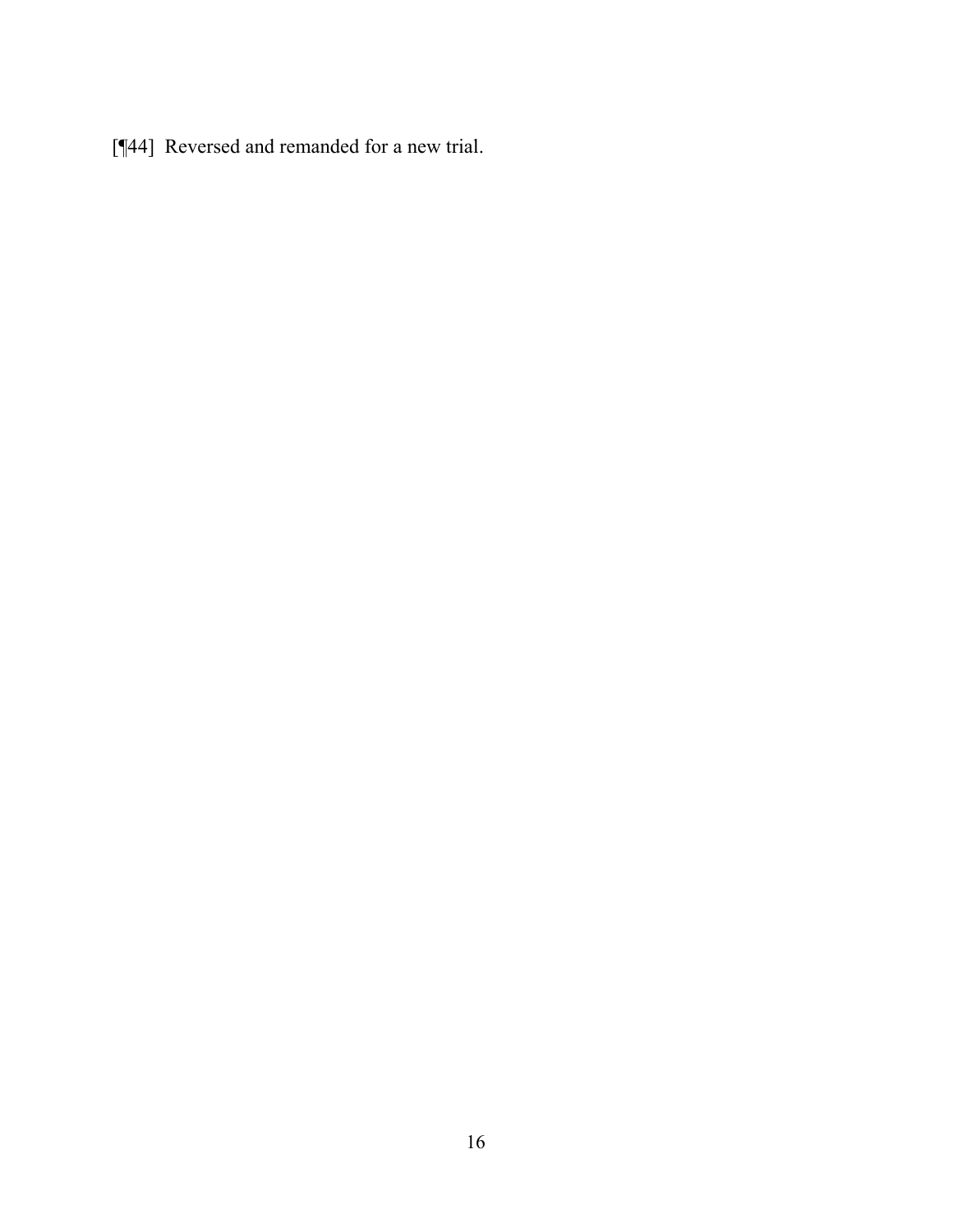[¶44] Reversed and remanded for a new trial.